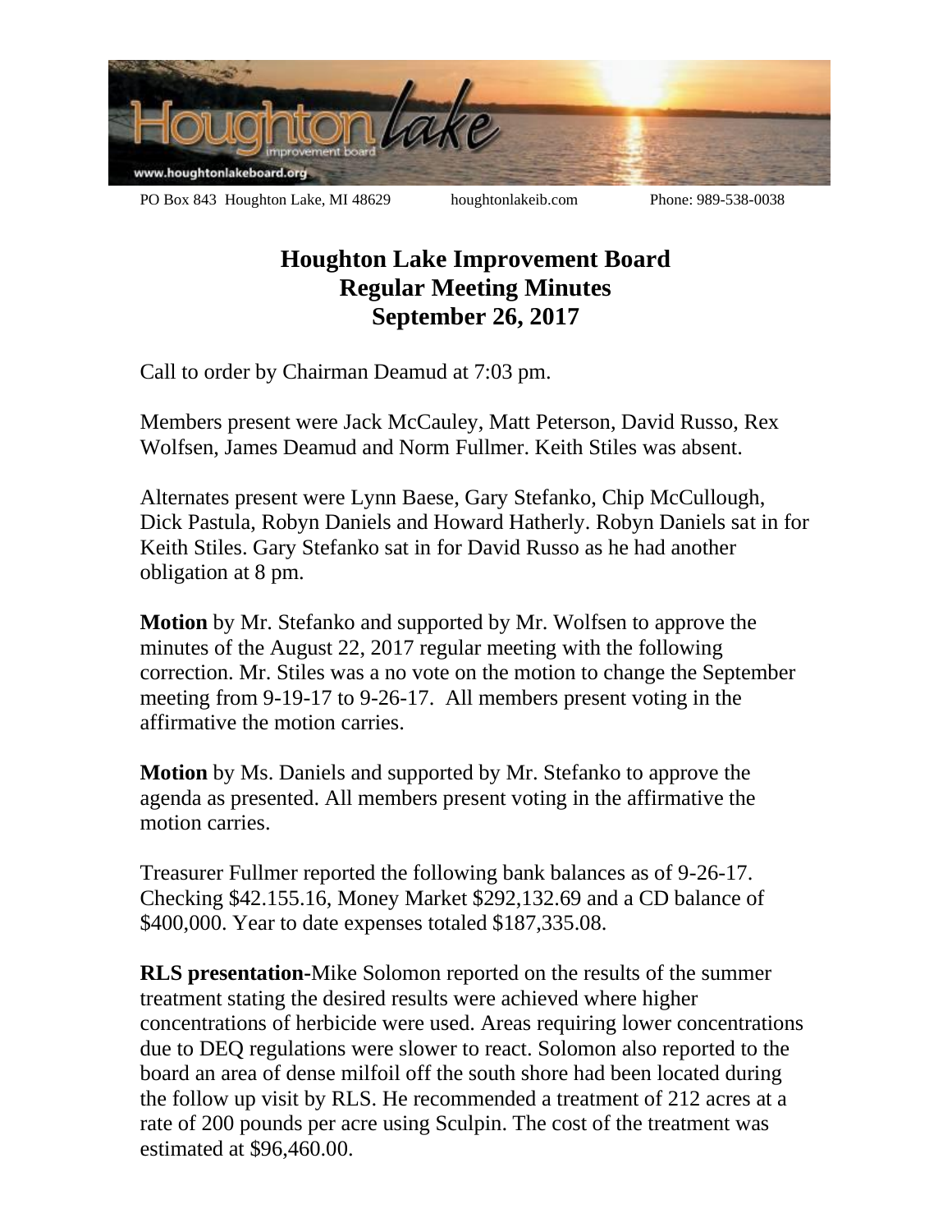PO Box 843 Houghton Lake, MI 48629 houghtonlakeib.com Phone: 989-538-0038

# Houghton Lake Improvement Board
## Regular Meeting Minutes
## September 26, 2017

Call to order by Chairman Deamud at 7:03 pm.

Members present were Jack McCauley, Matt Peterson, David Russo, Rex Wolfsen, James Deamud and Norm Fullmer. Keith Stiles was absent.

Alternates present were Lynn Baese, Gary Stefanko, Chip McCullough, Dick Pastula, Robyn Daniels and Howard Hatherly. Robyn Daniels sat in for Keith Stiles. Gary Stefanko sat in for David Russo as he had another obligation at 8 pm.

**Motion** by Mr. Stefanko and supported by Mr. Wolfsen to approve the minutes of the August 22, 2017 regular meeting with the following correction. Mr. Stiles was a no vote on the motion to change the September meeting from 9-19-17 to 9-26-17. All members present voting in the affirmative the motion carries.

**Motion** by Ms. Daniels and supported by Mr. Stefanko to approve the agenda as presented. All members present voting in the affirmative the motion carries.

Treasurer Fullmer reported the following bank balances as of 9-26-17. Checking $42.155.16, Money Market $292,132.69 and a CD balance of $400,000. Year to date expenses totaled $187,335.08.

**RLS presentation**-Mike Solomon reported on the results of the summer treatment stating the desired results were achieved where higher concentrations of herbicide were used. Areas requiring lower concentrations due to DEQ regulations were slower to react. Solomon also reported to the board an area of dense milfoil off the south shore had been located during the follow up visit by RLS. He recommended a treatment of 212 acres at a rate of 200 pounds per acre using Sculpin. The cost of the treatment was estimated at $96,460.00.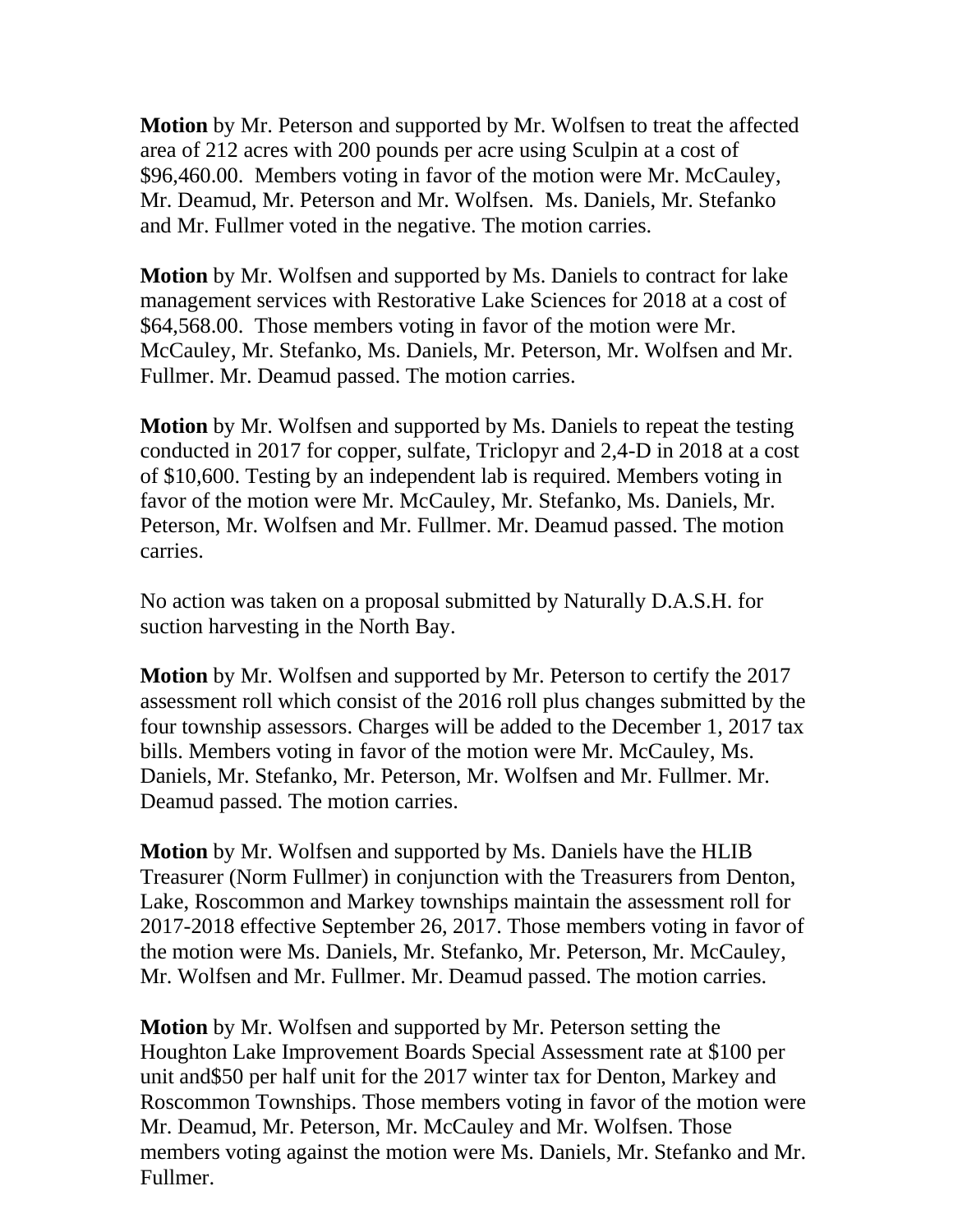**Motion** by Mr. Peterson and supported by Mr. Wolfsen to treat the affected area of 212 acres with 200 pounds per acre using Sculpin at a cost of $96,460.00. Members voting in favor of the motion were Mr. McCauley, Mr. Deamud, Mr. Peterson and Mr. Wolfsen. Ms. Daniels, Mr. Stefanko and Mr. Fullmer voted in the negative. The motion carries.

**Motion** by Mr. Wolfsen and supported by Ms. Daniels to contract for lake management services with Restorative Lake Sciences for 2018 at a cost of $64,568.00. Those members voting in favor of the motion were Mr. McCauley, Mr. Stefanko, Ms. Daniels, Mr. Peterson, Mr. Wolfsen and Mr. Fullmer. Mr. Deamud passed. The motion carries.

**Motion** by Mr. Wolfsen and supported by Ms. Daniels to repeat the testing conducted in 2017 for copper, sulfate, Triclopyr and 2,4-D in 2018 at a cost of $10,600. Testing by an independent lab is required. Members voting in favor of the motion were Mr. McCauley, Mr. Stefanko, Ms. Daniels, Mr. Peterson, Mr. Wolfsen and Mr. Fullmer. Mr. Deamud passed. The motion carries.

No action was taken on a proposal submitted by Naturally D.A.S.H. for suction harvesting in the North Bay.

**Motion** by Mr. Wolfsen and supported by Mr. Peterson to certify the 2017 assessment roll which consist of the 2016 roll plus changes submitted by the four township assessors. Charges will be added to the December 1, 2017 tax bills. Members voting in favor of the motion were Mr. McCauley, Ms. Daniels, Mr. Stefanko, Mr. Peterson, Mr. Wolfsen and Mr. Fullmer. Mr. Deamud passed. The motion carries.

**Motion** by Mr. Wolfsen and supported by Ms. Daniels have the HLIB Treasurer (Norm Fullmer) in conjunction with the Treasurers from Denton, Lake, Roscommon and Markey townships maintain the assessment roll for 2017-2018 effective September 26, 2017. Those members voting in favor of the motion were Ms. Daniels, Mr. Stefanko, Mr. Peterson, Mr. McCauley, Mr. Wolfsen and Mr. Fullmer. Mr. Deamud passed. The motion carries.

**Motion** by Mr. Wolfsen and supported by Mr. Peterson setting the Houghton Lake Improvement Boards Special Assessment rate at $100 per unit and$50 per half unit for the 2017 winter tax for Denton, Markey and Roscommon Townships. Those members voting in favor of the motion were Mr. Deamud, Mr. Peterson, Mr. McCauley and Mr. Wolfsen. Those members voting against the motion were Ms. Daniels, Mr. Stefanko and Mr. Fullmer.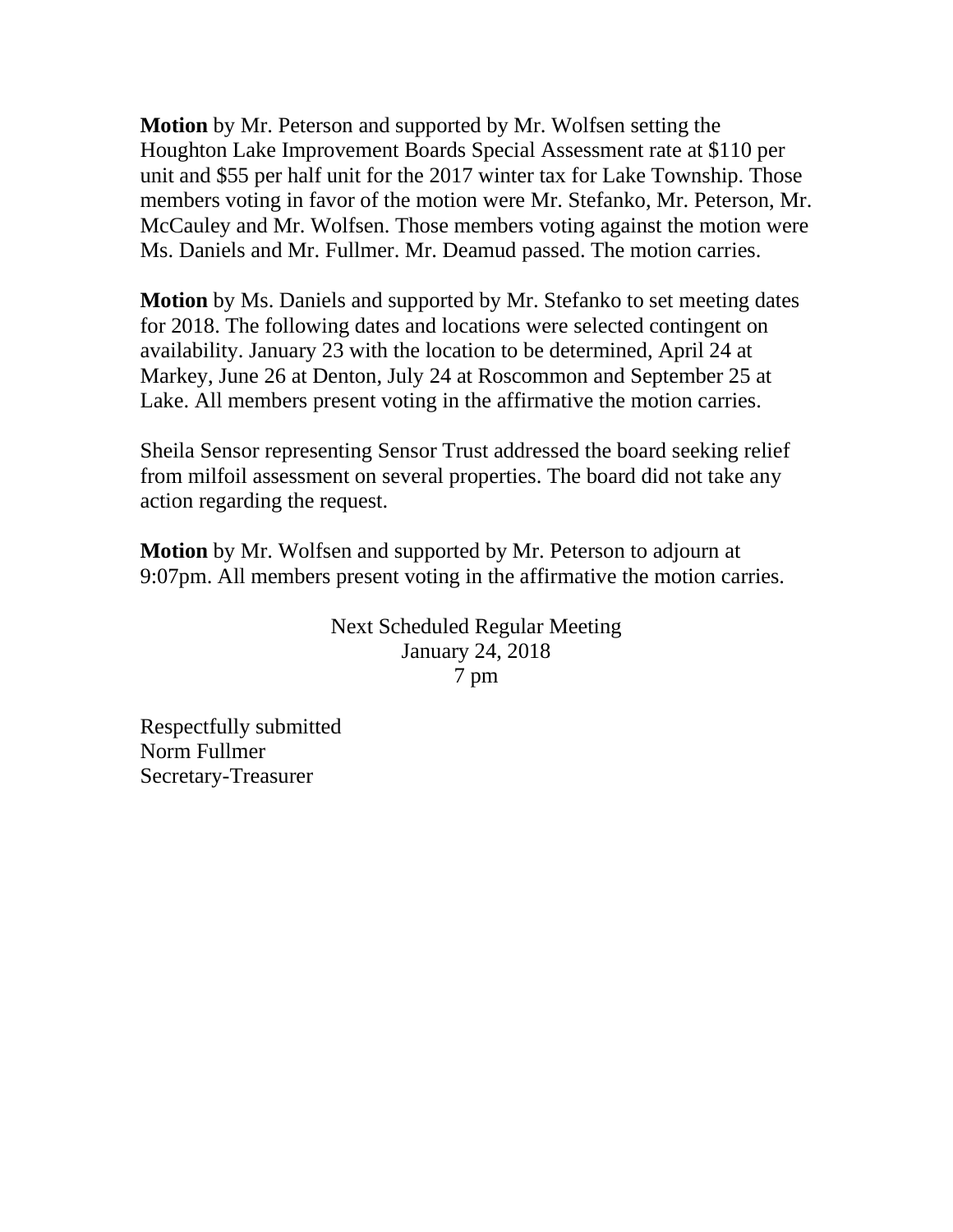**Motion** by Mr. Peterson and supported by Mr. Wolfsen setting the Houghton Lake Improvement Boards Special Assessment rate at $110 per unit and $55 per half unit for the 2017 winter tax for Lake Township. Those members voting in favor of the motion were Mr. Stefanko, Mr. Peterson, Mr. McCauley and Mr. Wolfsen. Those members voting against the motion were Ms. Daniels and Mr. Fullmer. Mr. Deamud passed. The motion carries.

**Motion** by Ms. Daniels and supported by Mr. Stefanko to set meeting dates for 2018. The following dates and locations were selected contingent on availability. January 23 with the location to be determined, April 24 at Markey, June 26 at Denton, July 24 at Roscommon and September 25 at Lake. All members present voting in the affirmative the motion carries.

Sheila Sensor representing Sensor Trust addressed the board seeking relief from milfoil assessment on several properties. The board did not take any action regarding the request.

**Motion** by Mr. Wolfsen and supported by Mr. Peterson to adjourn at 9:07pm. All members present voting in the affirmative the motion carries.

Next Scheduled Regular Meeting
January 24, 2018
7 pm

Respectfully submitted
Norm Fullmer
Secretary-Treasurer